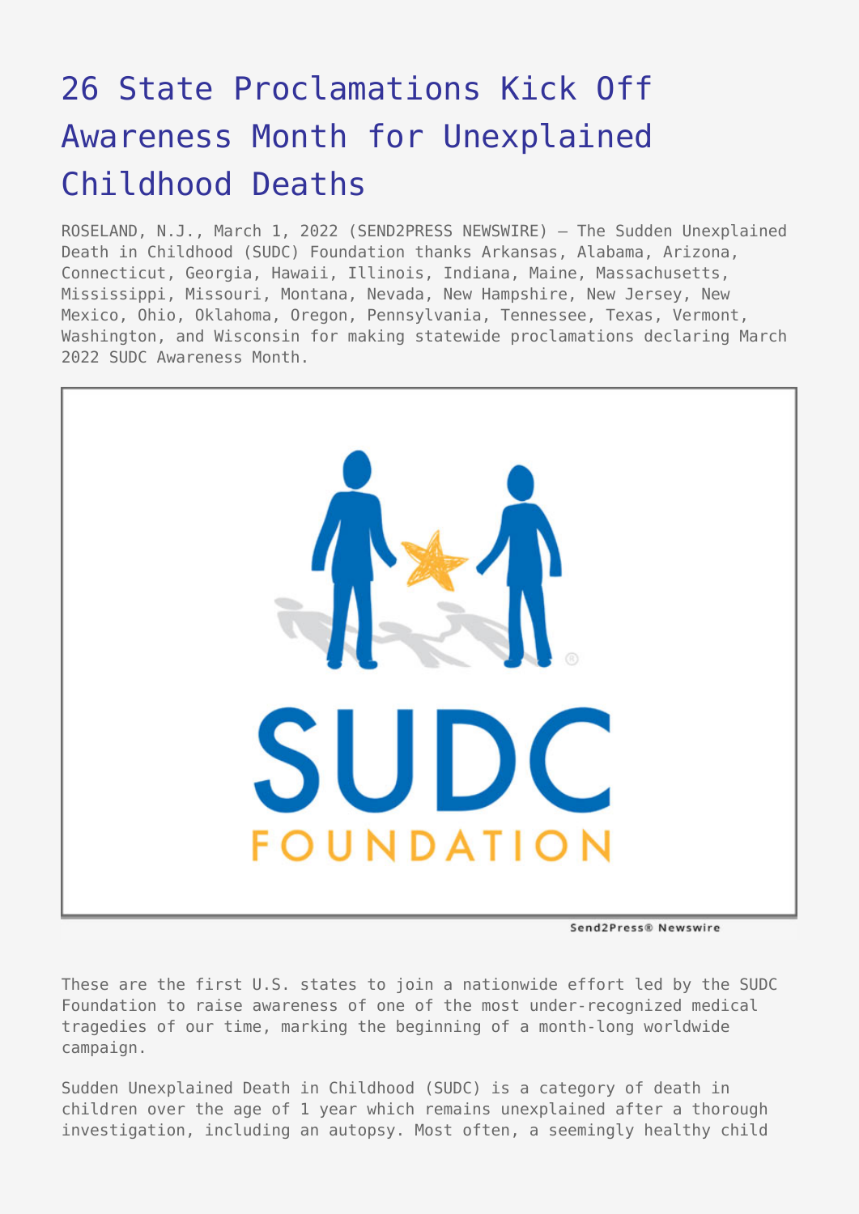# 26 State Proclamations Kick Off Awareness Month for Unexplained Childhood Deaths

ROSELAND, N.J., March 1, 2022 (SEND2PRESS NEWSWIRE) — The Sudden Unexplained Death in Childhood (SUDC) Foundation thanks Arkansas, Alabama, Arizona, Connecticut, Georgia, Hawaii, Illinois, Indiana, Maine, Massachusetts, Mississippi, Missouri, Montana, Nevada, New Hampshire, New Jersey, New Mexico, Ohio, Oklahoma, Oregon, Pennsylvania, Tennessee, Texas, Vermont, Washington, and Wisconsin for making statewide proclamations declaring March 2022 SUDC Awareness Month.

These are the first U.S. states to join a nationwide effort led by the SUDC Foundation to raise awareness of one of the most under-recognized medical tragedies of our time, marking the beginning of a month-long worldwide campaign.

Sudden Unexplained Death in Childhood (SUDC) is a category of death in children over the age of 1 year which remains unexplained after a thorough investigation, including an autopsy. Most often, a seemingly healthy child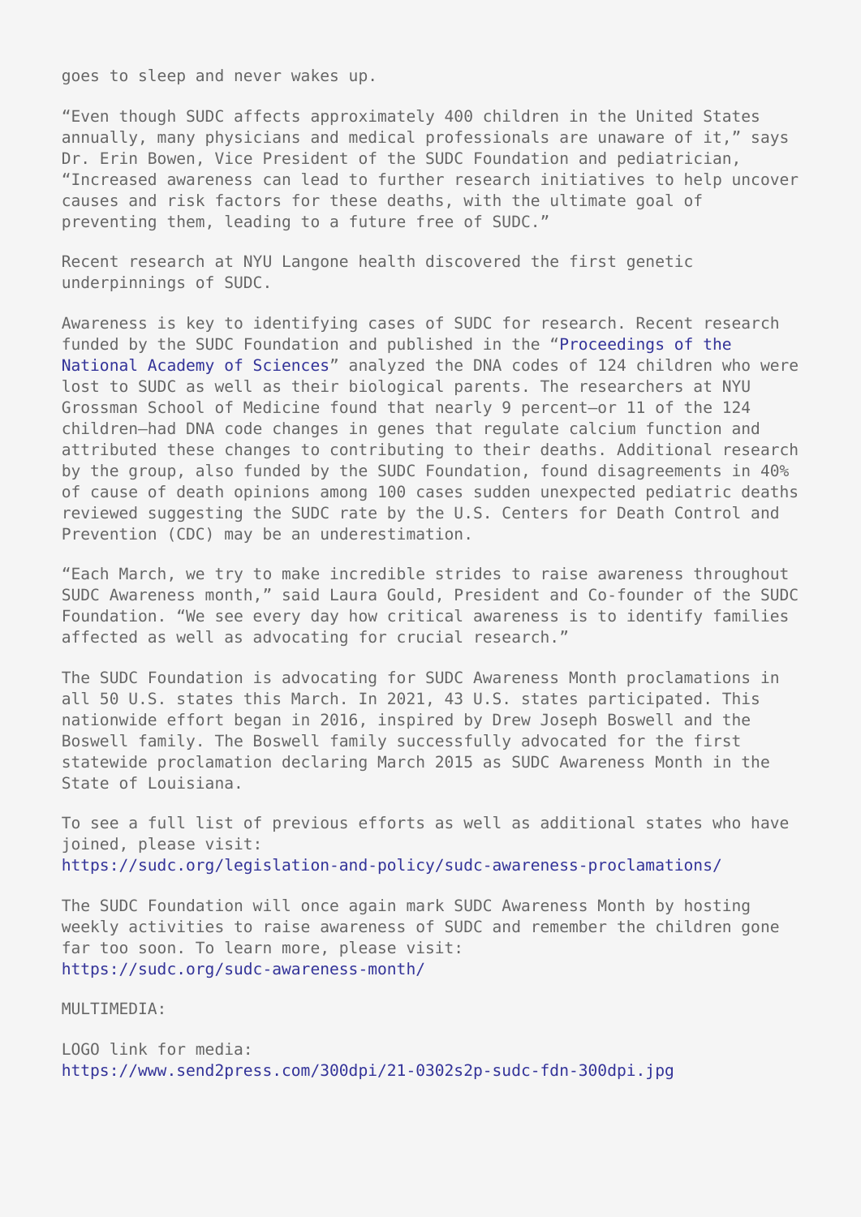goes to sleep and never wakes up.

"Even though SUDC affects approximately 400 children in the United States annually, many physicians and medical professionals are unaware of it," says Dr. Erin Bowen, Vice President of the SUDC Foundation and pediatrician, "Increased awareness can lead to further research initiatives to help uncover causes and risk factors for these deaths, with the ultimate goal of preventing them, leading to a future free of SUDC."

Recent research at NYU Langone health discovered the first genetic underpinnings of SUDC.

Awareness is key to identifying cases of SUDC for research. Recent research funded by the SUDC Foundation and published in the "Proceedings of the National Academy of Sciences" analyzed the DNA codes of 124 children who were lost to SUDC as well as their biological parents. The researchers at NYU Grossman School of Medicine found that nearly 9 percent—or 11 of the 124 children—had DNA code changes in genes that regulate calcium function and attributed these changes to contributing to their deaths. Additional research by the group, also funded by the SUDC Foundation, found disagreements in 40% of cause of death opinions among 100 cases sudden unexpected pediatric deaths reviewed suggesting the SUDC rate by the U.S. Centers for Death Control and Prevention (CDC) may be an underestimation.

"Each March, we try to make incredible strides to raise awareness throughout SUDC Awareness month," said Laura Gould, President and Co-founder of the SUDC Foundation. "We see every day how critical awareness is to identify families affected as well as advocating for crucial research."

The SUDC Foundation is advocating for SUDC Awareness Month proclamations in all 50 U.S. states this March. In 2021, 43 U.S. states participated. This nationwide effort began in 2016, inspired by Drew Joseph Boswell and the Boswell family. The Boswell family successfully advocated for the first statewide proclamation declaring March 2015 as SUDC Awareness Month in the State of Louisiana.

To see a full list of previous efforts as well as additional states who have joined, please visit:
https://sudc.org/legislation-and-policy/sudc-awareness-proclamations/

The SUDC Foundation will once again mark SUDC Awareness Month by hosting weekly activities to raise awareness of SUDC and remember the children gone far too soon. To learn more, please visit:
https://sudc.org/sudc-awareness-month/

MULTIMEDIA:

LOGO link for media:
https://www.send2press.com/300dpi/21-0302s2p-sudc-fdn-300dpi.jpg